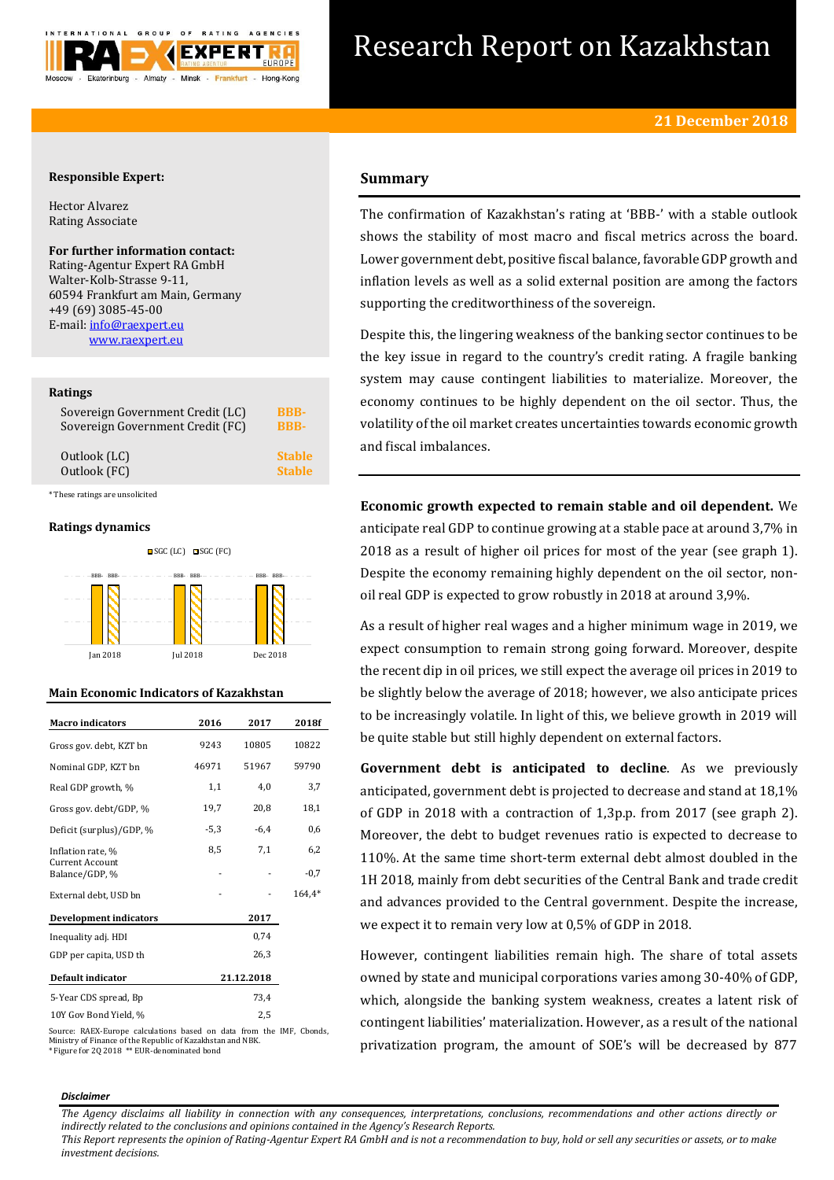# Research Report on Kazakhstan

**21 December 2018**

**Responsible Expert:**

Hector Alvarez
Rating Associate

**For further information contact:**
Rating-Agentur Expert RA GmbH
Walter-Kolb-Strasse 9-11,
60594 Frankfurt am Main, Germany
+49 (69) 3085-45-00
E-mail: info@raexpert.eu
www.raexpert.eu

**Ratings**

| | |
|---|---|
| Sovereign Government Credit (LC) | BBB- |
| Sovereign Government Credit (FC) | BBB- |
| Outlook (LC) | Stable |
| Outlook (FC) | Stable |

*These ratings are unsolicited

**Ratings dynamics**

SGC (LC) SGC (FC)

| | Jan 2018 | Jul 2018 | Dec 2018 |
|---|---|---|---|
| SGC (LC) | BBB- | BBB- | BBB- |
| SGC (FC) | BBB- | BBB- | BBB- |

**Main Economic Indicators of Kazakhstan**

| Macro indicators | 2016 | 2017 | 2018f |
|---|---|---|---|
| Gross gov. debt, KZT bn | 9243 | 10805 | 10822 |
| Nominal GDP, KZT bn | 46971 | 51967 | 59790 |
| Real GDP growth, % | 1,1 | 4,0 | 3,7 |
| Gross gov. debt/GDP, % | 19,7 | 20,8 | 18,1 |
| Deficit (surplus)/GDP, % | -5,3 | -6,4 | 0,6 |
| Inflation rate, % | 8,5 | 7,1 | 6,2 |
| Current Account Balance/GDP, % | - | - | -0,7 |
| External debt, USD bn | - | - | 164,4* |

| Development indicators | 2017 |
|---|---|
| Inequality adj. HDI | 0,74 |
| GDP per capita, USD th | 26,3 |

| Default indicator | 21.12.2018 |
|---|---|
| 5-Year CDS spread, Bp | 73,4 |
| 10Y Gov Bond Yield, % | 2,5 |

Source: RAEX-Europe calculations based on data from the IMF, Cbonds, Ministry of Finance of the Republic of Kazakhstan and NBK.
*Figure for 2Q 2018 ** EUR-denominated bond

## Summary

The confirmation of Kazakhstan's rating at 'BBB-' with a stable outlook shows the stability of most macro and fiscal metrics across the board. Lower government debt, positive fiscal balance, favorable GDP growth and inflation levels as well as a solid external position are among the factors supporting the creditworthiness of the sovereign.

Despite this, the lingering weakness of the banking sector continues to be the key issue in regard to the country's credit rating. A fragile banking system may cause contingent liabilities to materialize. Moreover, the economy continues to be highly dependent on the oil sector. Thus, the volatility of the oil market creates uncertainties towards economic growth and fiscal imbalances.

**Economic growth expected to remain stable and oil dependent.** We anticipate real GDP to continue growing at a stable pace at around 3,7% in 2018 as a result of higher oil prices for most of the year (see graph 1). Despite the economy remaining highly dependent on the oil sector, non-oil real GDP is expected to grow robustly in 2018 at around 3,9%.

As a result of higher real wages and a higher minimum wage in 2019, we expect consumption to remain strong going forward. Moreover, despite the recent dip in oil prices, we still expect the average oil prices in 2019 to be slightly below the average of 2018; however, we also anticipate prices to be increasingly volatile. In light of this, we believe growth in 2019 will be quite stable but still highly dependent on external factors.

**Government debt is anticipated to decline**. As we previously anticipated, government debt is projected to decrease and stand at 18,1% of GDP in 2018 with a contraction of 1,3p.p. from 2017 (see graph 2). Moreover, the debt to budget revenues ratio is expected to decrease to 110%. At the same time short-term external debt almost doubled in the 1H 2018, mainly from debt securities of the Central Bank and trade credit and advances provided to the Central government. Despite the increase, we expect it to remain very low at 0,5% of GDP in 2018.

However, contingent liabilities remain high. The share of total assets owned by state and municipal corporations varies among 30-40% of GDP, which, alongside the banking system weakness, creates a latent risk of contingent liabilities' materialization. However, as a result of the national privatization program, the amount of SOE's will be decreased by 877

*Disclaimer*

*The Agency disclaims all liability in connection with any consequences, interpretations, conclusions, recommendations and other actions directly or indirectly related to the conclusions and opinions contained in the Agency's Research Reports.*
*This Report represents the opinion of Rating-Agentur Expert RA GmbH and is not a recommendation to buy, hold or sell any securities or assets, or to make investment decisions.*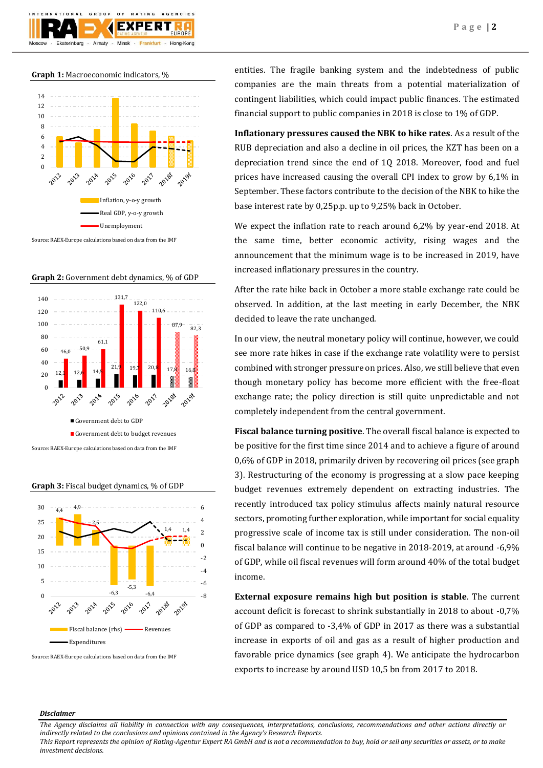**Graph 1:** Macroeconomic indicators, %

Source: RAEX-Europe calculations based on data from the IMF

**Graph 2:** Government debt dynamics, % of GDP

Source: RAEX-Europe calculations based on data from the IMF

**Graph 3:** Fiscal budget dynamics, % of GDP

Source: RAEX-Europe calculations based on data from the IMF

entities. The fragile banking system and the indebtedness of public companies are the main threats from a potential materialization of contingent liabilities, which could impact public finances. The estimated financial support to public companies in 2018 is close to 1% of GDP.

**Inflationary pressures caused the NBK to hike rates**. As a result of the RUB depreciation and also a decline in oil prices, the KZT has been on a depreciation trend since the end of 1Q 2018. Moreover, food and fuel prices have increased causing the overall CPI index to grow by 6,1% in September. These factors contribute to the decision of the NBK to hike the base interest rate by 0,25p.p. up to 9,25% back in October.

We expect the inflation rate to reach around 6,2% by year-end 2018. At the same time, better economic activity, rising wages and the announcement that the minimum wage is to be increased in 2019, have increased inflationary pressures in the country.

After the rate hike back in October a more stable exchange rate could be observed. In addition, at the last meeting in early December, the NBK decided to leave the rate unchanged.

In our view, the neutral monetary policy will continue, however, we could see more rate hikes in case if the exchange rate volatility were to persist combined with stronger pressure on prices. Also, we still believe that even though monetary policy has become more efficient with the free-float exchange rate; the policy direction is still quite unpredictable and not completely independent from the central government.

**Fiscal balance turning positive**. The overall fiscal balance is expected to be positive for the first time since 2014 and to achieve a figure of around 0,6% of GDP in 2018, primarily driven by recovering oil prices (see graph 3). Restructuring of the economy is progressing at a slow pace keeping budget revenues extremely dependent on extracting industries. The recently introduced tax policy stimulus affects mainly natural resource sectors, promoting further exploration, while important for social equality progressive scale of income tax is still under consideration. The non-oil fiscal balance will continue to be negative in 2018-2019, at around -6,9% of GDP, while oil fiscal revenues will form around 40% of the total budget income.

**External exposure remains high but position is stable**. The current account deficit is forecast to shrink substantially in 2018 to about -0,7% of GDP as compared to -3,4% of GDP in 2017 as there was a substantial increase in exports of oil and gas as a result of higher production and favorable price dynamics (see graph 4). We anticipate the hydrocarbon exports to increase by around USD 10,5 bn from 2017 to 2018.

***Disclaimer***

*The Agency disclaims all liability in connection with any consequences, interpretations, conclusions, recommendations and other actions directly or indirectly related to the conclusions and opinions contained in the Agency's Research Reports.*
*This Report represents the opinion of Rating-Agentur Expert RA GmbH and is not a recommendation to buy, hold or sell any securities or assets, or to make investment decisions.*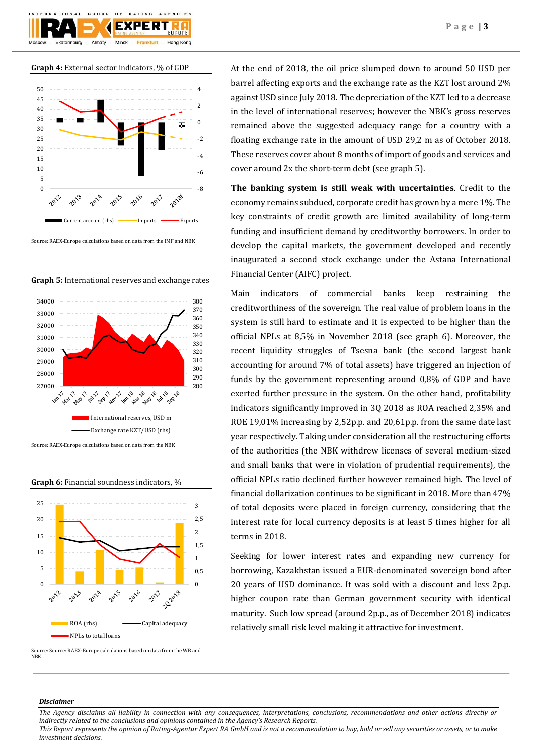**Graph 4:** External sector indicators, % of GDP

Source: RAEX-Europe calculations based on data from the IMF and NBK

**Graph 5:** International reserves and exchange rates

Source: RAEX-Europe calculations based on data from the NBK

**Graph 6:** Financial soundness indicators, %

Source: Source: RAEX-Europe calculations based on data from the WB and NBK

At the end of 2018, the oil price slumped down to around 50 USD per barrel affecting exports and the exchange rate as the KZT lost around 2% against USD since July 2018. The depreciation of the KZT led to a decrease in the level of international reserves; however the NBK's gross reserves remained above the suggested adequacy range for a country with a floating exchange rate in the amount of USD 29,2 m as of October 2018. These reserves cover about 8 months of import of goods and services and cover around 2x the short-term debt (see graph 5).

**The banking system is still weak with uncertainties**. Credit to the economy remains subdued, corporate credit has grown by a mere 1%. The key constraints of credit growth are limited availability of long-term funding and insufficient demand by creditworthy borrowers. In order to develop the capital markets, the government developed and recently inaugurated a second stock exchange under the Astana International Financial Center (AIFC) project.

Main indicators of commercial banks keep restraining the creditworthiness of the sovereign. The real value of problem loans in the system is still hard to estimate and it is expected to be higher than the official NPLs at 8,5% in November 2018 (see graph 6). Moreover, the recent liquidity struggles of Tsesna bank (the second largest bank accounting for around 7% of total assets) have triggered an injection of funds by the government representing around 0,8% of GDP and have exerted further pressure in the system. On the other hand, profitability indicators significantly improved in 3Q 2018 as ROA reached 2,35% and ROE 19,01% increasing by 2,52p.p. and 20,61p.p. from the same date last year respectively. Taking under consideration all the restructuring efforts of the authorities (the NBK withdrew licenses of several medium-sized and small banks that were in violation of prudential requirements), the official NPLs ratio declined further however remained high. The level of financial dollarization continues to be significant in 2018. More than 47% of total deposits were placed in foreign currency, considering that the interest rate for local currency deposits is at least 5 times higher for all terms in 2018.

Seeking for lower interest rates and expanding new currency for borrowing, Kazakhstan issued a EUR-denominated sovereign bond after 20 years of USD dominance. It was sold with a discount and less 2p.p. higher coupon rate than German government security with identical maturity. Such low spread (around 2p.p., as of December 2018) indicates relatively small risk level making it attractive for investment.

***Disclaimer***

*The Agency disclaims all liability in connection with any consequences, interpretations, conclusions, recommendations and other actions directly or indirectly related to the conclusions and opinions contained in the Agency's Research Reports.*
*This Report represents the opinion of Rating-Agentur Expert RA GmbH and is not a recommendation to buy, hold or sell any securities or assets, or to make investment decisions.*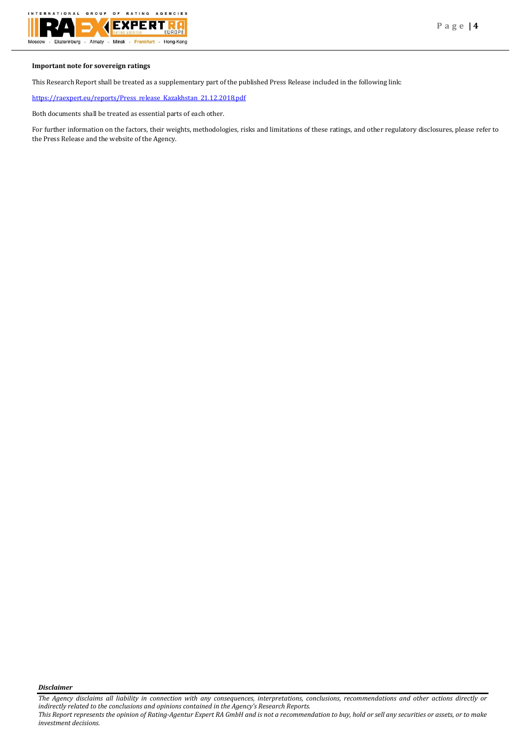**Important note for sovereign ratings**

This Research Report shall be treated as a supplementary part of the published Press Release included in the following link:

[https://raexpert.eu/reports/Press_release_Kazakhstan_21.12.2018.pdf](https://raexpert.eu/reports/Press_release_Kazakhstan_21.12.2018.pdf)

Both documents shall be treated as essential parts of each other.

For further information on the factors, their weights, methodologies, risks and limitations of these ratings, and other regulatory disclosures, please refer to the Press Release and the website of the Agency.

***Disclaimer***

*The Agency disclaims all liability in connection with any consequences, interpretations, conclusions, recommendations and other actions directly or indirectly related to the conclusions and opinions contained in the Agency's Research Reports.*

*This Report represents the opinion of Rating-Agentur Expert RA GmbH and is not a recommendation to buy, hold or sell any securities or assets, or to make investment decisions.*